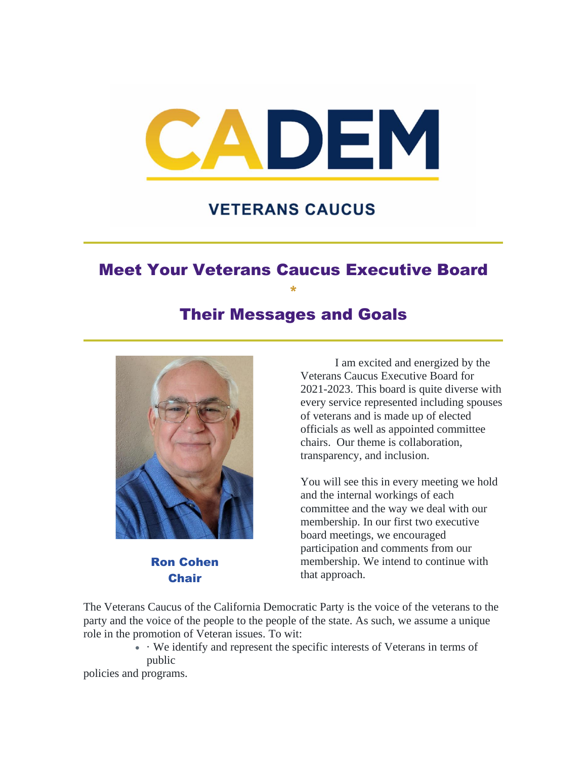# CADEM

## VETERANS CAUCUS

## Meet Your Veterans Caucus Executive Board

*

## Their Messages and Goals

**Ron Cohen**
**Chair**

I am excited and energized by the Veterans Caucus Executive Board for 2021-2023. This board is quite diverse with every service represented including spouses of veterans and is made up of elected officials as well as appointed committee chairs. Our theme is collaboration, transparency, and inclusion.

You will see this in every meeting we hold and the internal workings of each committee and the way we deal with our membership. In our first two executive board meetings, we encouraged participation and comments from our membership. We intend to continue with that approach.

The Veterans Caucus of the California Democratic Party is the voice of the veterans to the party and the voice of the people to the people of the state. As such, we assume a unique role in the promotion of Veteran issues. To wit:

- · We identify and represent the specific interests of Veterans in terms of public policies and programs.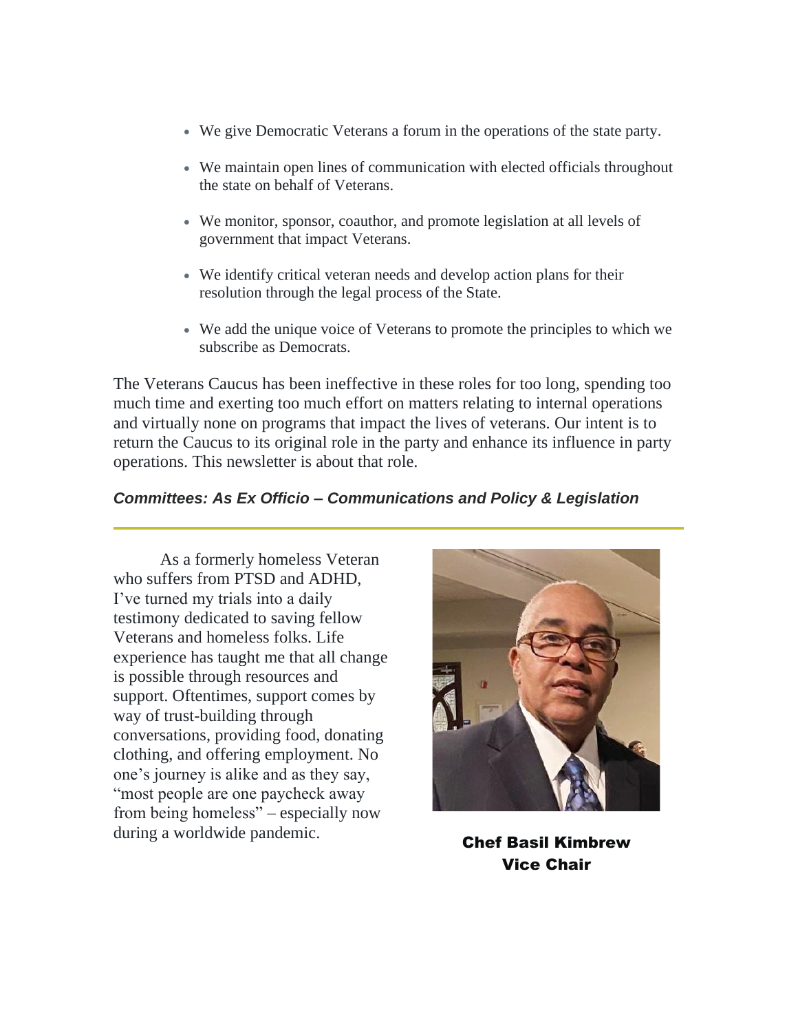- We give Democratic Veterans a forum in the operations of the state party.
- We maintain open lines of communication with elected officials throughout the state on behalf of Veterans.
- We monitor, sponsor, coauthor, and promote legislation at all levels of government that impact Veterans.
- We identify critical veteran needs and develop action plans for their resolution through the legal process of the State.
- We add the unique voice of Veterans to promote the principles to which we subscribe as Democrats.

The Veterans Caucus has been ineffective in these roles for too long, spending too much time and exerting too much effort on matters relating to internal operations and virtually none on programs that impact the lives of veterans. Our intent is to return the Caucus to its original role in the party and enhance its influence in party operations. This newsletter is about that role.

***Committees: As Ex Officio – Communications and Policy & Legislation***

---

As a formerly homeless Veteran who suffers from PTSD and ADHD, I've turned my trials into a daily testimony dedicated to saving fellow Veterans and homeless folks. Life experience has taught me that all change is possible through resources and support. Oftentimes, support comes by way of trust-building through conversations, providing food, donating clothing, and offering employment. No one's journey is alike and as they say, "most people are one paycheck away from being homeless" – especially now during a worldwide pandemic.

**Chef Basil Kimbrew**
**Vice Chair**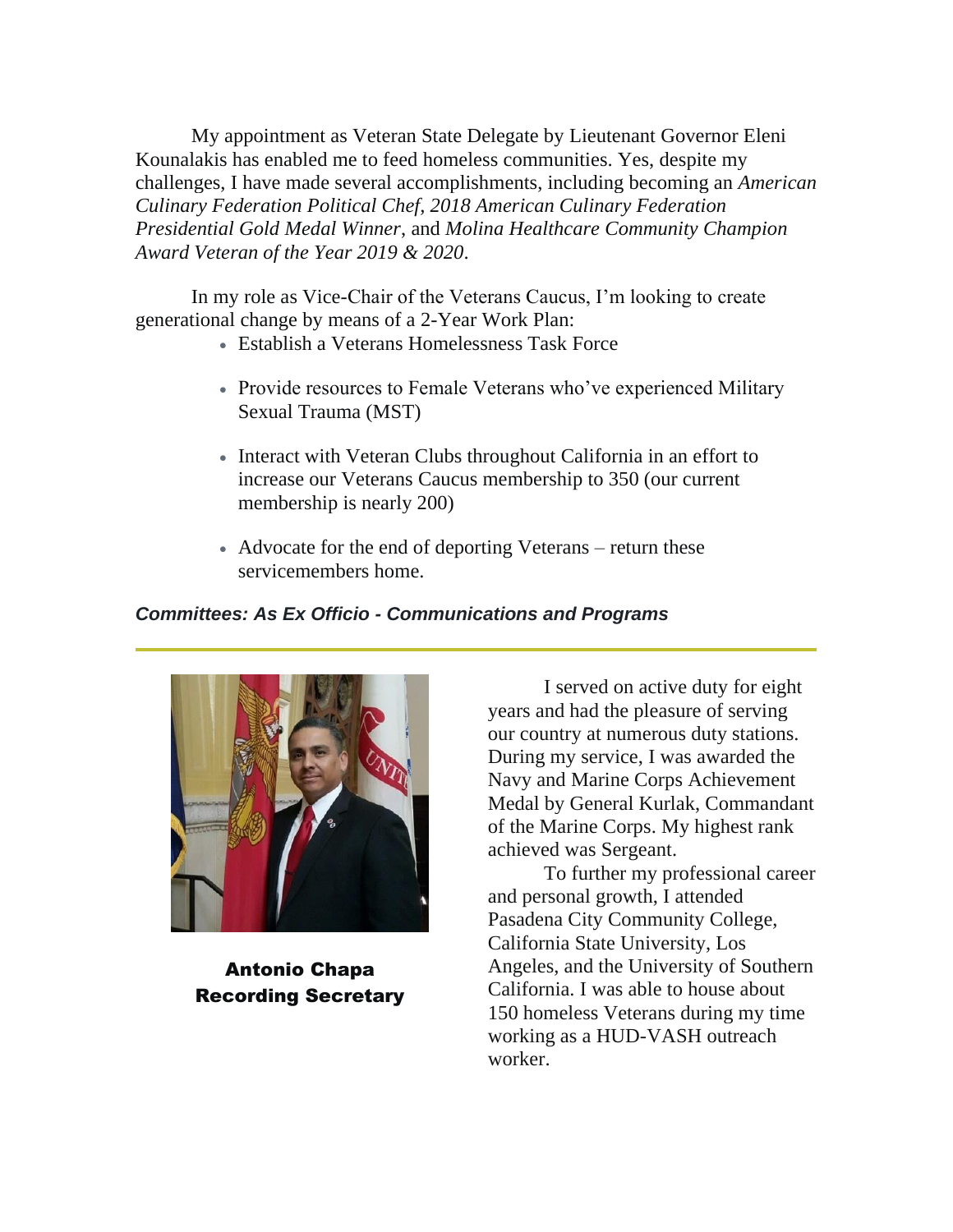My appointment as Veteran State Delegate by Lieutenant Governor Eleni Kounalakis has enabled me to feed homeless communities. Yes, despite my challenges, I have made several accomplishments, including becoming an *American Culinary Federation Political Chef, 2018 American Culinary Federation Presidential Gold Medal Winner*, and *Molina Healthcare Community Champion Award Veteran of the Year 2019 & 2020*.

In my role as Vice-Chair of the Veterans Caucus, I'm looking to create generational change by means of a 2-Year Work Plan:

- Establish a Veterans Homelessness Task Force
- Provide resources to Female Veterans who've experienced Military Sexual Trauma (MST)
- Interact with Veteran Clubs throughout California in an effort to increase our Veterans Caucus membership to 350 (our current membership is nearly 200)
- Advocate for the end of deporting Veterans – return these servicemembers home.

***Committees: As Ex Officio - Communications and Programs***

---

**Antonio Chapa**
**Recording Secretary**

I served on active duty for eight years and had the pleasure of serving our country at numerous duty stations. During my service, I was awarded the Navy and Marine Corps Achievement Medal by General Kurlak, Commandant of the Marine Corps. My highest rank achieved was Sergeant.

To further my professional career and personal growth, I attended Pasadena City Community College, California State University, Los Angeles, and the University of Southern California. I was able to house about 150 homeless Veterans during my time working as a HUD-VASH outreach worker.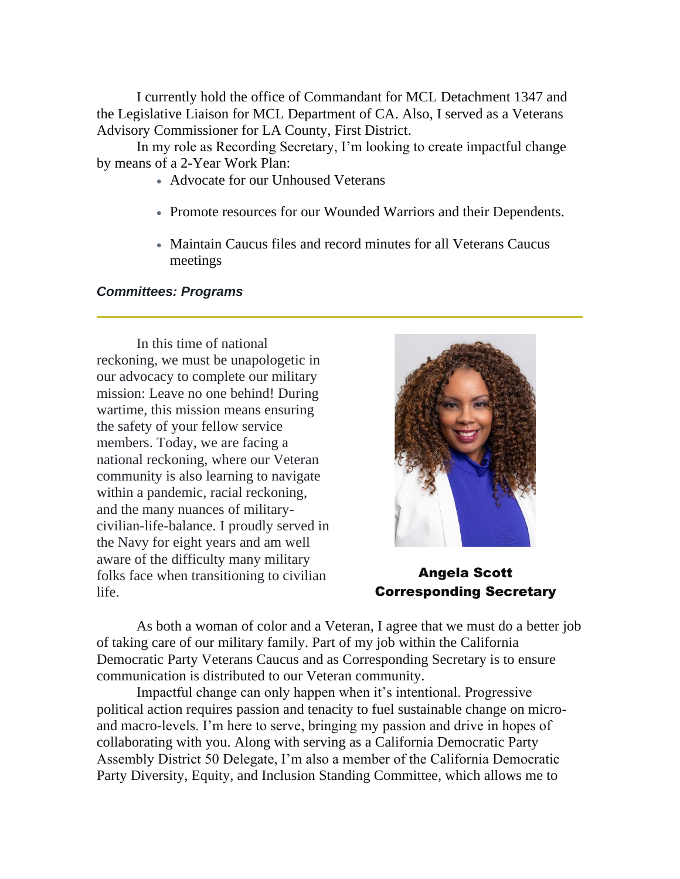I currently hold the office of Commandant for MCL Detachment 1347 and the Legislative Liaison for MCL Department of CA. Also, I served as a Veterans Advisory Commissioner for LA County, First District.

In my role as Recording Secretary, I'm looking to create impactful change by means of a 2-Year Work Plan:

- Advocate for our Unhoused Veterans
- Promote resources for our Wounded Warriors and their Dependents.
- Maintain Caucus files and record minutes for all Veterans Caucus meetings

***Committees: Programs***

---

In this time of national reckoning, we must be unapologetic in our advocacy to complete our military mission: Leave no one behind! During wartime, this mission means ensuring the safety of your fellow service members. Today, we are facing a national reckoning, where our Veteran community is also learning to navigate within a pandemic, racial reckoning, and the many nuances of military-civilian-life-balance. I proudly served in the Navy for eight years and am well aware of the difficulty many military folks face when transitioning to civilian life.

**Angela Scott**
**Corresponding Secretary**

As both a woman of color and a Veteran, I agree that we must do a better job of taking care of our military family. Part of my job within the California Democratic Party Veterans Caucus and as Corresponding Secretary is to ensure communication is distributed to our Veteran community.

Impactful change can only happen when it's intentional. Progressive political action requires passion and tenacity to fuel sustainable change on micro- and macro-levels. I'm here to serve, bringing my passion and drive in hopes of collaborating with you. Along with serving as a California Democratic Party Assembly District 50 Delegate, I'm also a member of the California Democratic Party Diversity, Equity, and Inclusion Standing Committee, which allows me to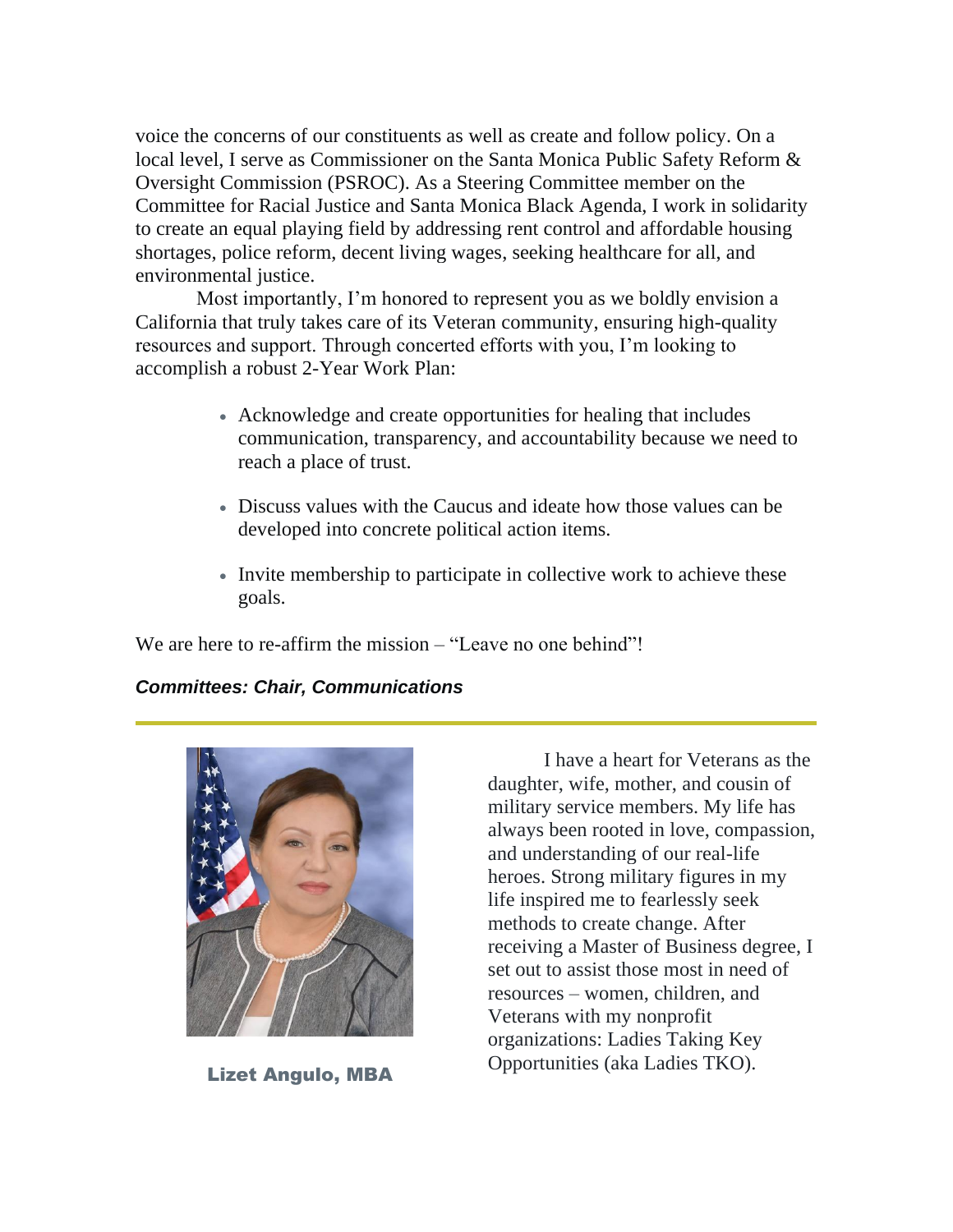voice the concerns of our constituents as well as create and follow policy. On a local level, I serve as Commissioner on the Santa Monica Public Safety Reform & Oversight Commission (PSROC). As a Steering Committee member on the Committee for Racial Justice and Santa Monica Black Agenda, I work in solidarity to create an equal playing field by addressing rent control and affordable housing shortages, police reform, decent living wages, seeking healthcare for all, and environmental justice.

Most importantly, I'm honored to represent you as we boldly envision a California that truly takes care of its Veteran community, ensuring high-quality resources and support. Through concerted efforts with you, I'm looking to accomplish a robust 2-Year Work Plan:

- Acknowledge and create opportunities for healing that includes communication, transparency, and accountability because we need to reach a place of trust.
- Discuss values with the Caucus and ideate how those values can be developed into concrete political action items.
- Invite membership to participate in collective work to achieve these goals.

We are here to re-affirm the mission – "Leave no one behind"!

***Committees: Chair, Communications***

---

**Lizet Angulo, MBA**

I have a heart for Veterans as the daughter, wife, mother, and cousin of military service members. My life has always been rooted in love, compassion, and understanding of our real-life heroes. Strong military figures in my life inspired me to fearlessly seek methods to create change. After receiving a Master of Business degree, I set out to assist those most in need of resources – women, children, and Veterans with my nonprofit organizations: Ladies Taking Key Opportunities (aka Ladies TKO).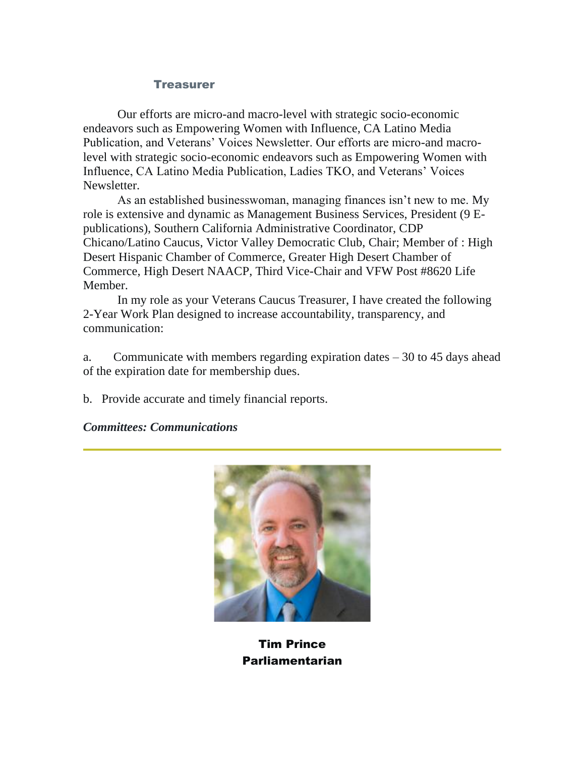### Treasurer

Our efforts are micro-and macro-level with strategic socio-economic endeavors such as Empowering Women with Influence, CA Latino Media Publication, and Veterans' Voices Newsletter. Our efforts are micro-and macro-level with strategic socio-economic endeavors such as Empowering Women with Influence, CA Latino Media Publication, Ladies TKO, and Veterans' Voices Newsletter.

As an established businesswoman, managing finances isn't new to me. My role is extensive and dynamic as Management Business Services, President (9 E-publications), Southern California Administrative Coordinator, CDP Chicano/Latino Caucus, Victor Valley Democratic Club, Chair; Member of : High Desert Hispanic Chamber of Commerce, Greater High Desert Chamber of Commerce, High Desert NAACP, Third Vice-Chair and VFW Post #8620 Life Member.

In my role as your Veterans Caucus Treasurer, I have created the following 2-Year Work Plan designed to increase accountability, transparency, and communication:

a. Communicate with members regarding expiration dates – 30 to 45 days ahead of the expiration date for membership dues.

b. Provide accurate and timely financial reports.

***Committees: Communications***

---

**Tim Prince**
**Parliamentarian**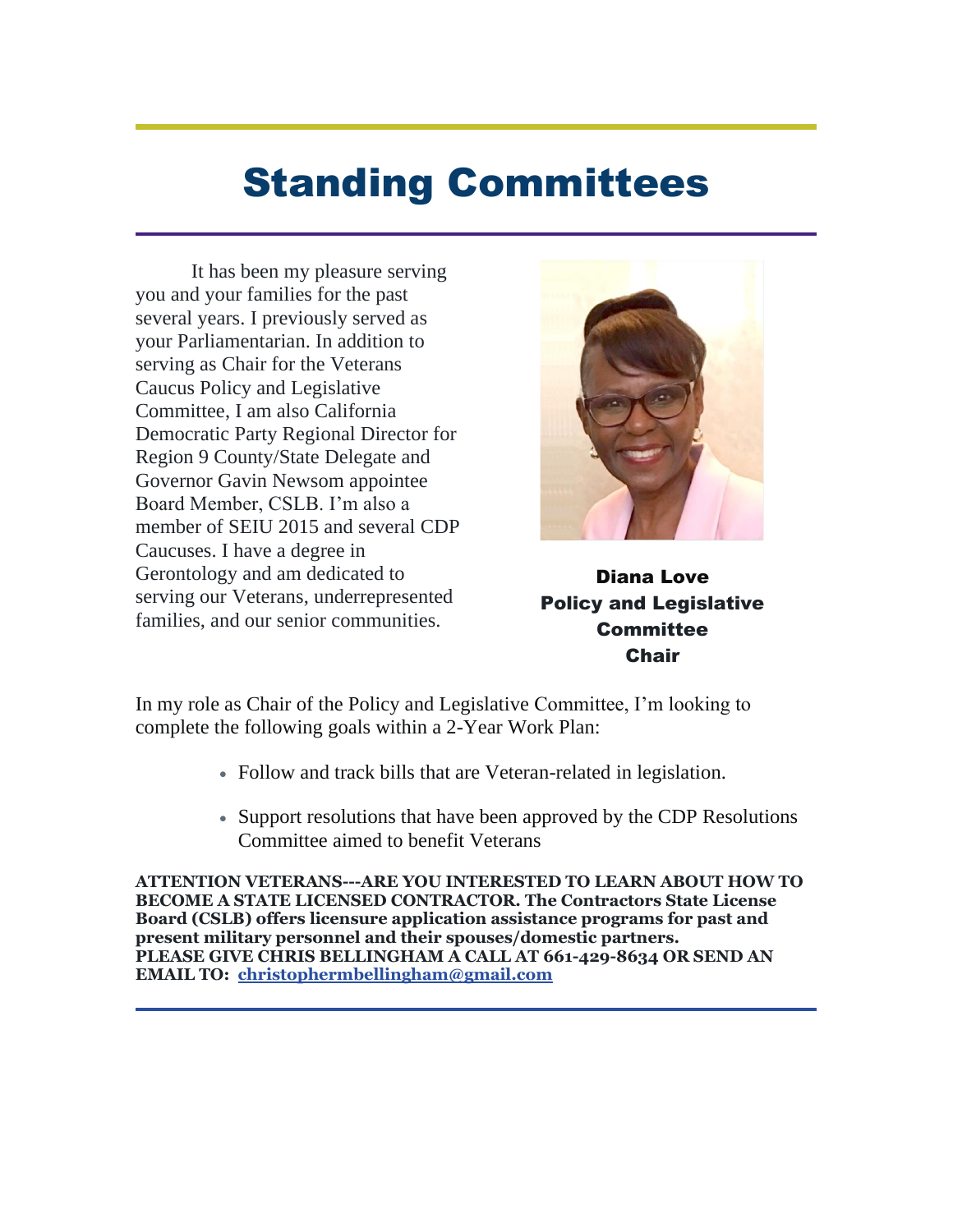# Standing Committees

It has been my pleasure serving you and your families for the past several years. I previously served as your Parliamentarian. In addition to serving as Chair for the Veterans Caucus Policy and Legislative Committee, I am also California Democratic Party Regional Director for Region 9 County/State Delegate and Governor Gavin Newsom appointee Board Member, CSLB. I'm also a member of SEIU 2015 and several CDP Caucuses. I have a degree in Gerontology and am dedicated to serving our Veterans, underrepresented families, and our senior communities.

**Diana Love**
**Policy and Legislative Committee Chair**

In my role as Chair of the Policy and Legislative Committee, I'm looking to complete the following goals within a 2-Year Work Plan:

- Follow and track bills that are Veteran-related in legislation.
- Support resolutions that have been approved by the CDP Resolutions Committee aimed to benefit Veterans

**ATTENTION VETERANS---ARE YOU INTERESTED TO LEARN ABOUT HOW TO BECOME A STATE LICENSED CONTRACTOR. The Contractors State License Board (CSLB) offers licensure application assistance programs for past and present military personnel and their spouses/domestic partners.**
**PLEASE GIVE CHRIS BELLINGHAM A CALL AT 661-429-8634 OR SEND AN EMAIL TO: christophermbellingham@gmail.com**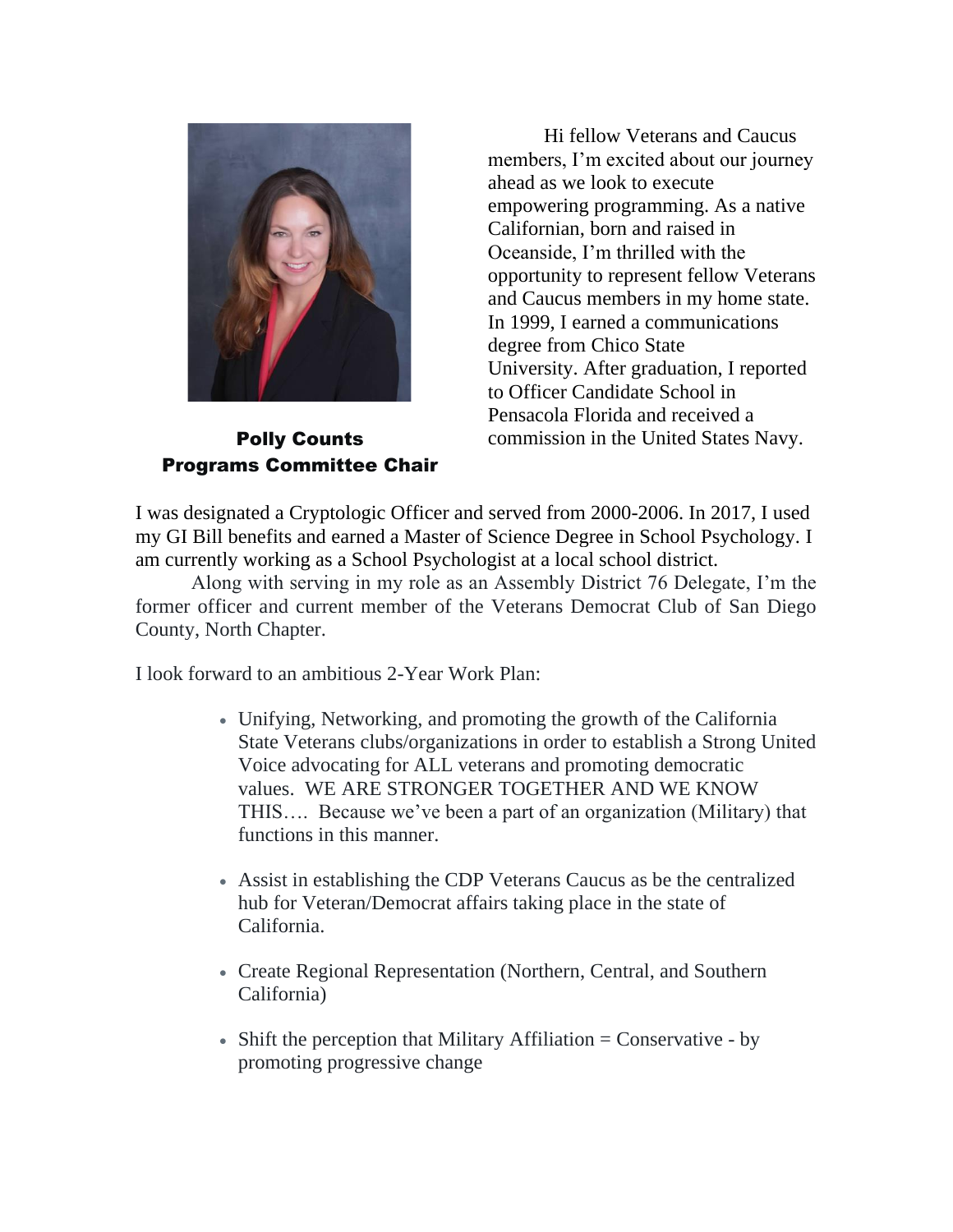**Polly Counts**
**Programs Committee Chair**

Hi fellow Veterans and Caucus members, I'm excited about our journey ahead as we look to execute empowering programming. As a native Californian, born and raised in Oceanside, I'm thrilled with the opportunity to represent fellow Veterans and Caucus members in my home state. In 1999, I earned a communications degree from Chico State University. After graduation, I reported to Officer Candidate School in Pensacola Florida and received a commission in the United States Navy.

I was designated a Cryptologic Officer and served from 2000-2006. In 2017, I used my GI Bill benefits and earned a Master of Science Degree in School Psychology. I am currently working as a School Psychologist at a local school district.

Along with serving in my role as an Assembly District 76 Delegate, I'm the former officer and current member of the Veterans Democrat Club of San Diego County, North Chapter.

I look forward to an ambitious 2-Year Work Plan:

- Unifying, Networking, and promoting the growth of the California State Veterans clubs/organizations in order to establish a Strong United Voice advocating for ALL veterans and promoting democratic values. WE ARE STRONGER TOGETHER AND WE KNOW THIS…. Because we've been a part of an organization (Military) that functions in this manner.

- Assist in establishing the CDP Veterans Caucus as be the centralized hub for Veteran/Democrat affairs taking place in the state of California.

- Create Regional Representation (Northern, Central, and Southern California)

- Shift the perception that Military Affiliation = Conservative - by promoting progressive change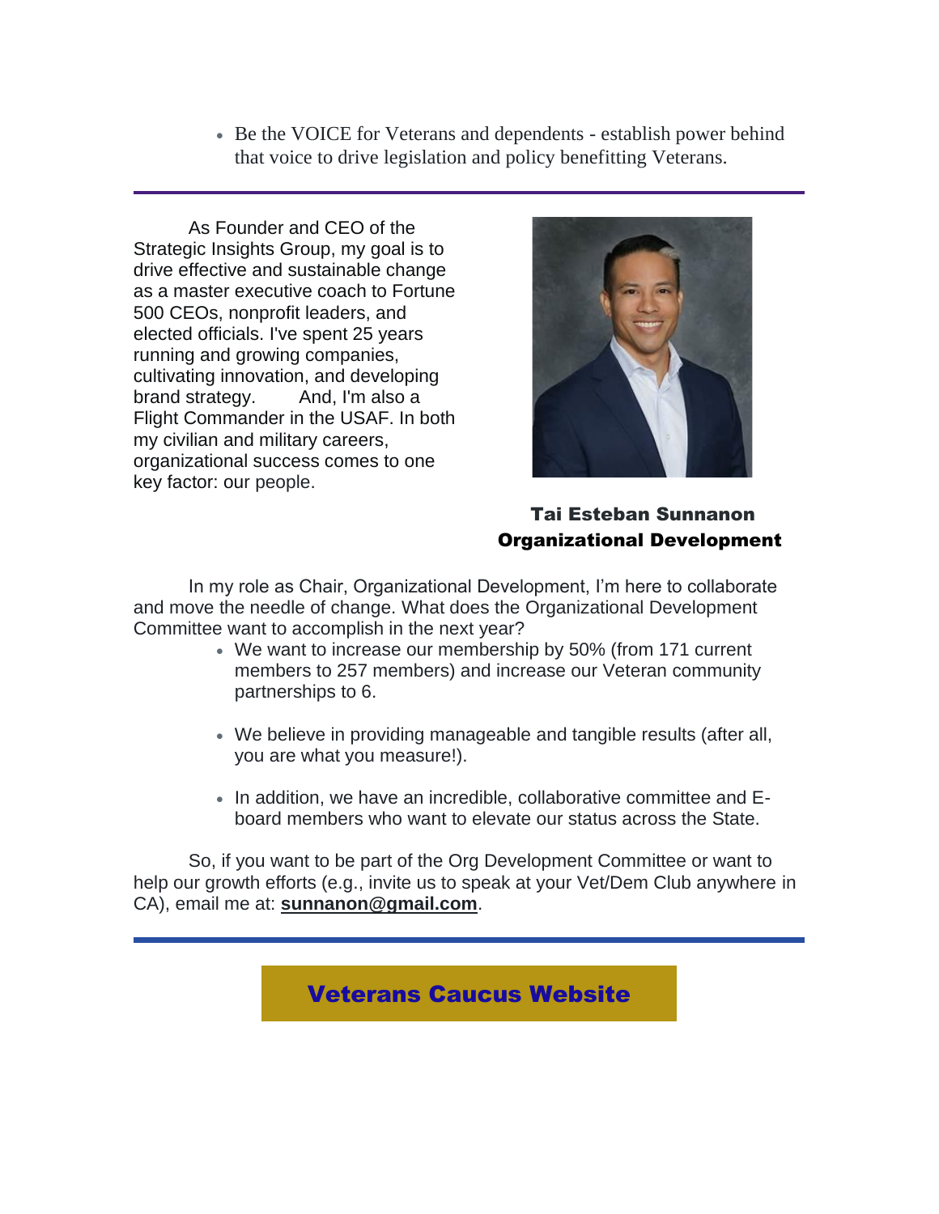- Be the VOICE for Veterans and dependents - establish power behind that voice to drive legislation and policy benefitting Veterans.

---

As Founder and CEO of the Strategic Insights Group, my goal is to drive effective and sustainable change as a master executive coach to Fortune 500 CEOs, nonprofit leaders, and elected officials. I've spent 25 years running and growing companies, cultivating innovation, and developing brand strategy. And, I'm also a Flight Commander in the USAF. In both my civilian and military careers, organizational success comes to one key factor: our people.

**Tai Esteban Sunnanon**
**Organizational Development**

In my role as Chair, Organizational Development, I'm here to collaborate and move the needle of change. What does the Organizational Development Committee want to accomplish in the next year?

- We want to increase our membership by 50% (from 171 current members to 257 members) and increase our Veteran community partnerships to 6.

- We believe in providing manageable and tangible results (after all, you are what you measure!).

- In addition, we have an incredible, collaborative committee and E-board members who want to elevate our status across the State.

So, if you want to be part of the Org Development Committee or want to help our growth efforts (e.g., invite us to speak at your Vet/Dem Club anywhere in CA), email me at: **sunnanon@gmail.com**.

---

**Veterans Caucus Website**